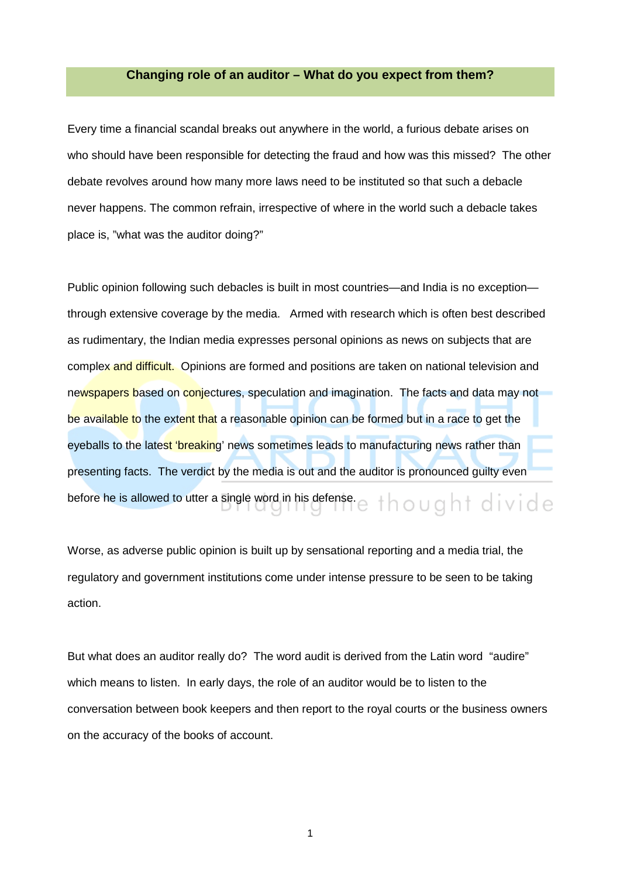## Changing role of an auditor – What do you expect from them?

Every time a financial scandal breaks out anywhere in the world, a furious debate arises on who should have been responsible for detecting the fraud and how was this missed? The other debate revolves around how many more laws need to be instituted so that such a debacle never happens. The common refrain, irrespective of where in the world such a debacle takes place is, "what was the auditor doing?"

Public opinion following such debacles is built in most countries—and India is no exception—through extensive coverage by the media. Armed with research which is often best described as rudimentary, the Indian media expresses personal opinions as news on subjects that are complex and difficult. Opinions are formed and positions are taken on national television and newspapers based on conjectures, speculation and imagination. The facts and data may not be available to the extent that a reasonable opinion can be formed but in a race to get the eyeballs to the latest 'breaking' news sometimes leads to manufacturing news rather than presenting facts. The verdict by the media is out and the auditor is pronounced guilty even before he is allowed to utter a single word in his defense.

Worse, as adverse public opinion is built up by sensational reporting and a media trial, the regulatory and government institutions come under intense pressure to be seen to be taking action.

But what does an auditor really do? The word audit is derived from the Latin word "audire" which means to listen. In early days, the role of an auditor would be to listen to the conversation between book keepers and then report to the royal courts or the business owners on the accuracy of the books of account.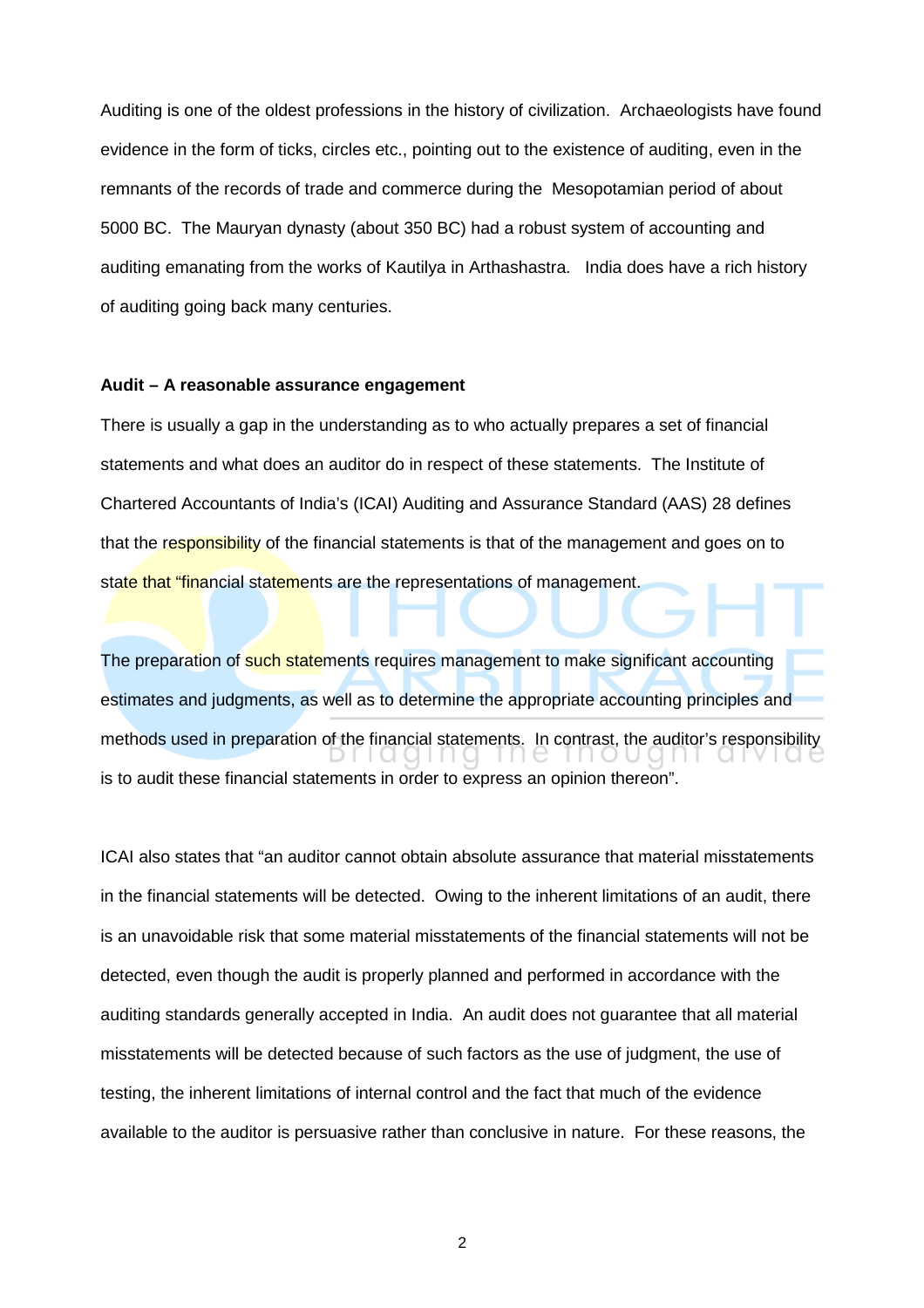Auditing is one of the oldest professions in the history of civilization. Archaeologists have found evidence in the form of ticks, circles etc., pointing out to the existence of auditing, even in the remnants of the records of trade and commerce during the Mesopotamian period of about 5000 BC. The Mauryan dynasty (about 350 BC) had a robust system of accounting and auditing emanating from the works of Kautilya in Arthashastra. India does have a rich history of auditing going back many centuries.

**Audit – A reasonable assurance engagement**

There is usually a gap in the understanding as to who actually prepares a set of financial statements and what does an auditor do in respect of these statements. The Institute of Chartered Accountants of India's (ICAI) Auditing and Assurance Standard (AAS) 28 defines that the responsibility of the financial statements is that of the management and goes on to state that "financial statements are the representations of management.

The preparation of such statements requires management to make significant accounting estimates and judgments, as well as to determine the appropriate accounting principles and methods used in preparation of the financial statements. In contrast, the auditor's responsibility is to audit these financial statements in order to express an opinion thereon".

ICAI also states that "an auditor cannot obtain absolute assurance that material misstatements in the financial statements will be detected. Owing to the inherent limitations of an audit, there is an unavoidable risk that some material misstatements of the financial statements will not be detected, even though the audit is properly planned and performed in accordance with the auditing standards generally accepted in India. An audit does not guarantee that all material misstatements will be detected because of such factors as the use of judgment, the use of testing, the inherent limitations of internal control and the fact that much of the evidence available to the auditor is persuasive rather than conclusive in nature. For these reasons, the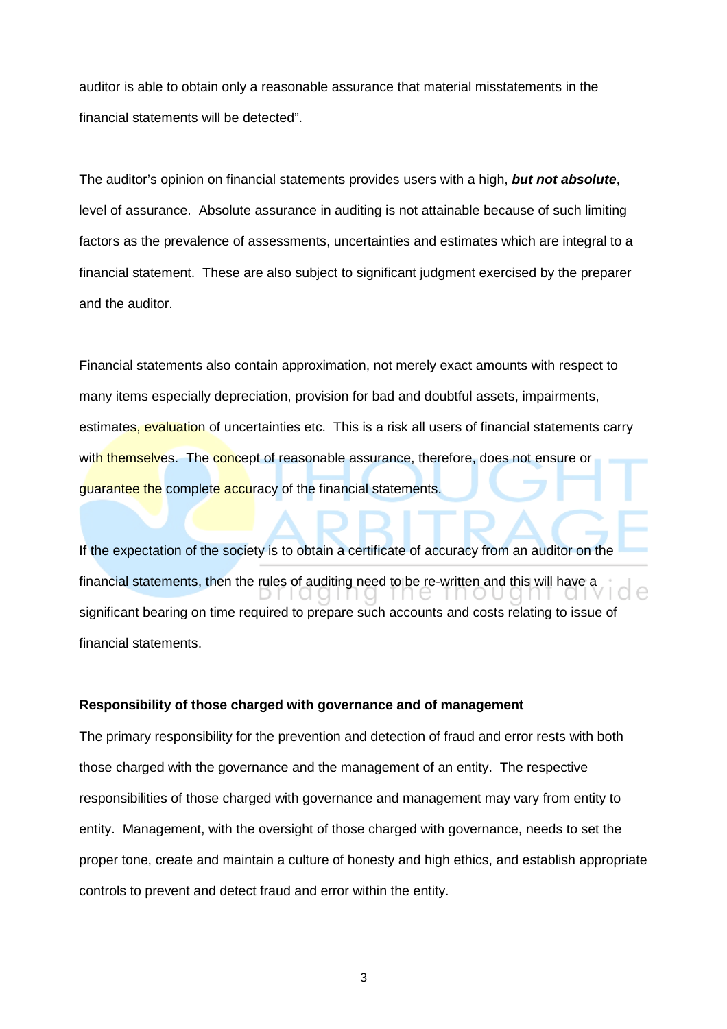auditor is able to obtain only a reasonable assurance that material misstatements in the financial statements will be detected".

The auditor's opinion on financial statements provides users with a high, ***but not absolute***, level of assurance. Absolute assurance in auditing is not attainable because of such limiting factors as the prevalence of assessments, uncertainties and estimates which are integral to a financial statement. These are also subject to significant judgment exercised by the preparer and the auditor.

Financial statements also contain approximation, not merely exact amounts with respect to many items especially depreciation, provision for bad and doubtful assets, impairments, estimates, evaluation of uncertainties etc. This is a risk all users of financial statements carry with themselves. The concept of reasonable assurance, therefore, does not ensure or guarantee the complete accuracy of the financial statements.

If the expectation of the society is to obtain a certificate of accuracy from an auditor on the financial statements, then the rules of auditing need to be re-written and this will have a significant bearing on time required to prepare such accounts and costs relating to issue of financial statements.

**Responsibility of those charged with governance and of management**

The primary responsibility for the prevention and detection of fraud and error rests with both those charged with the governance and the management of an entity. The respective responsibilities of those charged with governance and management may vary from entity to entity. Management, with the oversight of those charged with governance, needs to set the proper tone, create and maintain a culture of honesty and high ethics, and establish appropriate controls to prevent and detect fraud and error within the entity.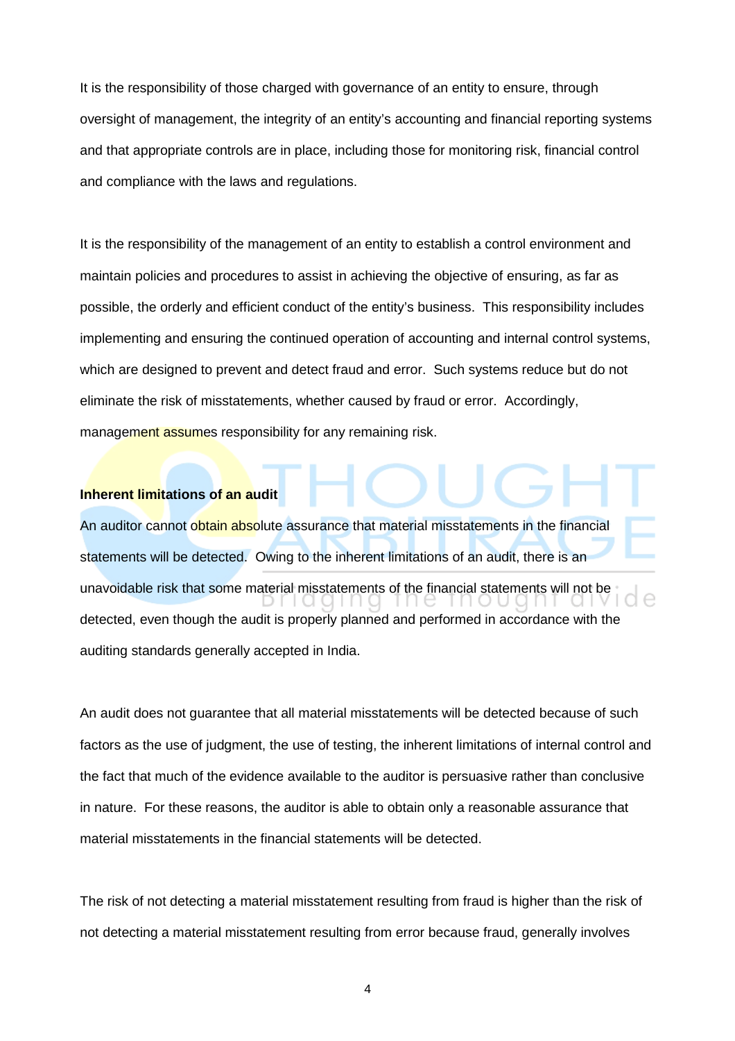It is the responsibility of those charged with governance of an entity to ensure, through oversight of management, the integrity of an entity's accounting and financial reporting systems and that appropriate controls are in place, including those for monitoring risk, financial control and compliance with the laws and regulations.

It is the responsibility of the management of an entity to establish a control environment and maintain policies and procedures to assist in achieving the objective of ensuring, as far as possible, the orderly and efficient conduct of the entity's business. This responsibility includes implementing and ensuring the continued operation of accounting and internal control systems, which are designed to prevent and detect fraud and error. Such systems reduce but do not eliminate the risk of misstatements, whether caused by fraud or error. Accordingly, management assumes responsibility for any remaining risk.

**Inherent limitations of an audit**

An auditor cannot obtain absolute assurance that material misstatements in the financial statements will be detected. Owing to the inherent limitations of an audit, there is an unavoidable risk that some material misstatements of the financial statements will not be detected, even though the audit is properly planned and performed in accordance with the auditing standards generally accepted in India.

An audit does not guarantee that all material misstatements will be detected because of such factors as the use of judgment, the use of testing, the inherent limitations of internal control and the fact that much of the evidence available to the auditor is persuasive rather than conclusive in nature. For these reasons, the auditor is able to obtain only a reasonable assurance that material misstatements in the financial statements will be detected.

The risk of not detecting a material misstatement resulting from fraud is higher than the risk of not detecting a material misstatement resulting from error because fraud, generally involves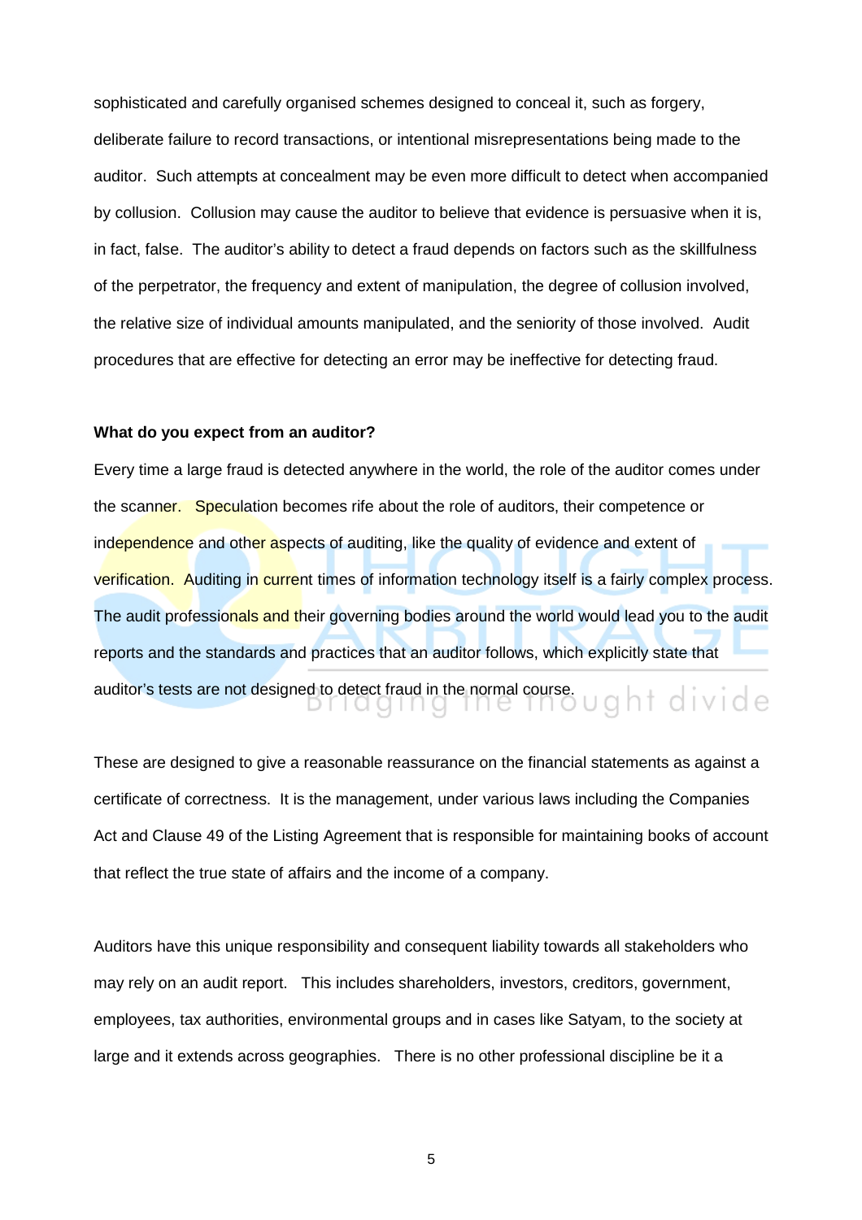sophisticated and carefully organised schemes designed to conceal it, such as forgery, deliberate failure to record transactions, or intentional misrepresentations being made to the auditor. Such attempts at concealment may be even more difficult to detect when accompanied by collusion. Collusion may cause the auditor to believe that evidence is persuasive when it is, in fact, false. The auditor's ability to detect a fraud depends on factors such as the skillfulness of the perpetrator, the frequency and extent of manipulation, the degree of collusion involved, the relative size of individual amounts manipulated, and the seniority of those involved. Audit procedures that are effective for detecting an error may be ineffective for detecting fraud.

**What do you expect from an auditor?**

Every time a large fraud is detected anywhere in the world, the role of the auditor comes under the scanner. Speculation becomes rife about the role of auditors, their competence or independence and other aspects of auditing, like the quality of evidence and extent of verification. Auditing in current times of information technology itself is a fairly complex process. The audit professionals and their governing bodies around the world would lead you to the audit reports and the standards and practices that an auditor follows, which explicitly state that auditor's tests are not designed to detect fraud in the normal course.

These are designed to give a reasonable reassurance on the financial statements as against a certificate of correctness. It is the management, under various laws including the Companies Act and Clause 49 of the Listing Agreement that is responsible for maintaining books of account that reflect the true state of affairs and the income of a company.

Auditors have this unique responsibility and consequent liability towards all stakeholders who may rely on an audit report. This includes shareholders, investors, creditors, government, employees, tax authorities, environmental groups and in cases like Satyam, to the society at large and it extends across geographies. There is no other professional discipline be it a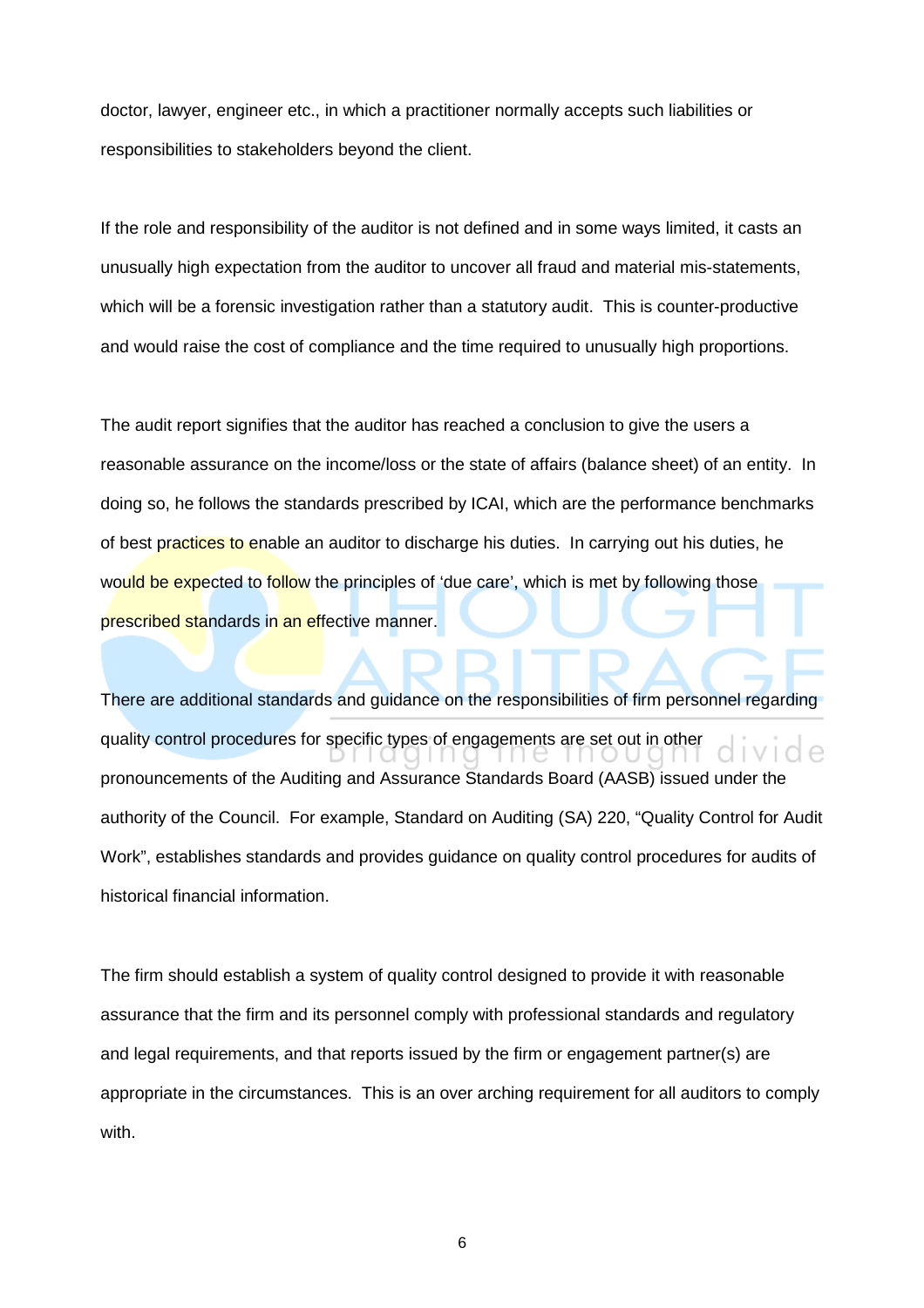doctor, lawyer, engineer etc., in which a practitioner normally accepts such liabilities or responsibilities to stakeholders beyond the client.

If the role and responsibility of the auditor is not defined and in some ways limited, it casts an unusually high expectation from the auditor to uncover all fraud and material mis-statements, which will be a forensic investigation rather than a statutory audit. This is counter-productive and would raise the cost of compliance and the time required to unusually high proportions.

The audit report signifies that the auditor has reached a conclusion to give the users a reasonable assurance on the income/loss or the state of affairs (balance sheet) of an entity. In doing so, he follows the standards prescribed by ICAI, which are the performance benchmarks of best practices to enable an auditor to discharge his duties. In carrying out his duties, he would be expected to follow the principles of 'due care', which is met by following those prescribed standards in an effective manner.

There are additional standards and guidance on the responsibilities of firm personnel regarding quality control procedures for specific types of engagements are set out in other pronouncements of the Auditing and Assurance Standards Board (AASB) issued under the authority of the Council. For example, Standard on Auditing (SA) 220, "Quality Control for Audit Work", establishes standards and provides guidance on quality control procedures for audits of historical financial information.

The firm should establish a system of quality control designed to provide it with reasonable assurance that the firm and its personnel comply with professional standards and regulatory and legal requirements, and that reports issued by the firm or engagement partner(s) are appropriate in the circumstances. This is an over arching requirement for all auditors to comply with.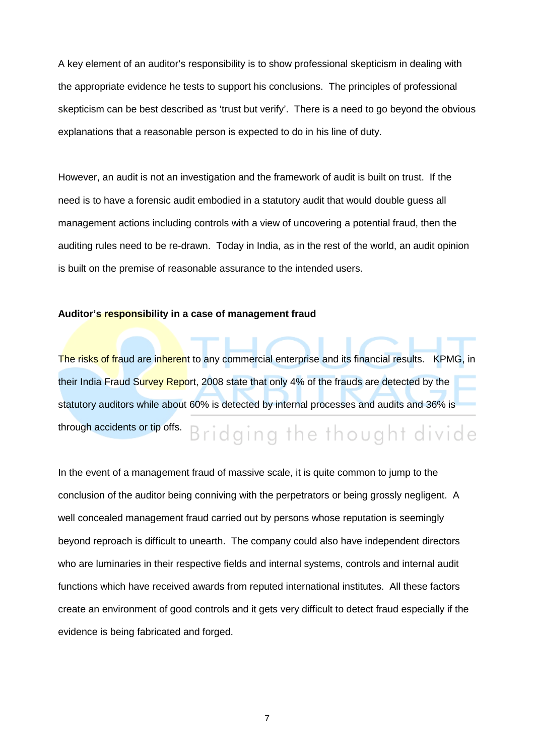A key element of an auditor's responsibility is to show professional skepticism in dealing with the appropriate evidence he tests to support his conclusions. The principles of professional skepticism can be best described as 'trust but verify'. There is a need to go beyond the obvious explanations that a reasonable person is expected to do in his line of duty.

However, an audit is not an investigation and the framework of audit is built on trust. If the need is to have a forensic audit embodied in a statutory audit that would double guess all management actions including controls with a view of uncovering a potential fraud, then the auditing rules need to be re-drawn. Today in India, as in the rest of the world, an audit opinion is built on the premise of reasonable assurance to the intended users.

**Auditor's responsibility in a case of management fraud**

The risks of fraud are inherent to any commercial enterprise and its financial results. KPMG, in their India Fraud Survey Report, 2008 state that only 4% of the frauds are detected by the statutory auditors while about 60% is detected by internal processes and audits and 36% is through accidents or tip offs.

In the event of a management fraud of massive scale, it is quite common to jump to the conclusion of the auditor being conniving with the perpetrators or being grossly negligent. A well concealed management fraud carried out by persons whose reputation is seemingly beyond reproach is difficult to unearth. The company could also have independent directors who are luminaries in their respective fields and internal systems, controls and internal audit functions which have received awards from reputed international institutes. All these factors create an environment of good controls and it gets very difficult to detect fraud especially if the evidence is being fabricated and forged.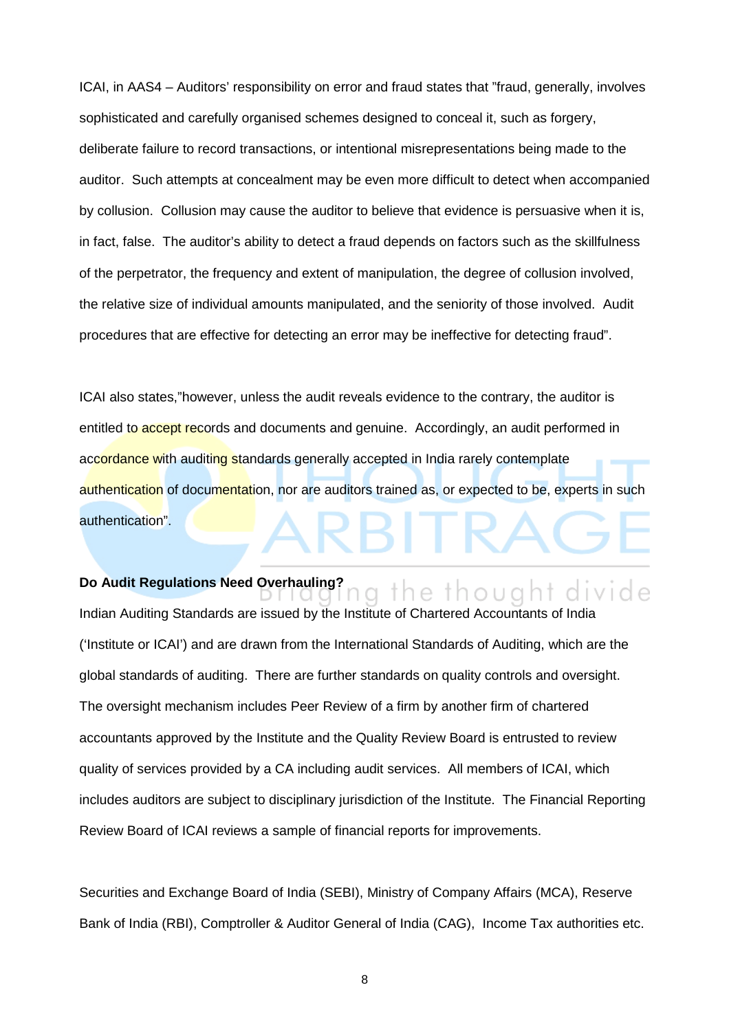ICAI, in AAS4 – Auditors' responsibility on error and fraud states that "fraud, generally, involves sophisticated and carefully organised schemes designed to conceal it, such as forgery, deliberate failure to record transactions, or intentional misrepresentations being made to the auditor. Such attempts at concealment may be even more difficult to detect when accompanied by collusion. Collusion may cause the auditor to believe that evidence is persuasive when it is, in fact, false. The auditor's ability to detect a fraud depends on factors such as the skillfulness of the perpetrator, the frequency and extent of manipulation, the degree of collusion involved, the relative size of individual amounts manipulated, and the seniority of those involved. Audit procedures that are effective for detecting an error may be ineffective for detecting fraud".

ICAI also states,"however, unless the audit reveals evidence to the contrary, the auditor is entitled to accept records and documents and genuine. Accordingly, an audit performed in accordance with auditing standards generally accepted in India rarely contemplate authentication of documentation, nor are auditors trained as, or expected to be, experts in such authentication".

**Do Audit Regulations Need Overhauling?**

Indian Auditing Standards are issued by the Institute of Chartered Accountants of India ('Institute or ICAI') and are drawn from the International Standards of Auditing, which are the global standards of auditing. There are further standards on quality controls and oversight. The oversight mechanism includes Peer Review of a firm by another firm of chartered accountants approved by the Institute and the Quality Review Board is entrusted to review quality of services provided by a CA including audit services. All members of ICAI, which includes auditors are subject to disciplinary jurisdiction of the Institute. The Financial Reporting Review Board of ICAI reviews a sample of financial reports for improvements.

Securities and Exchange Board of India (SEBI), Ministry of Company Affairs (MCA), Reserve Bank of India (RBI), Comptroller & Auditor General of India (CAG), Income Tax authorities etc.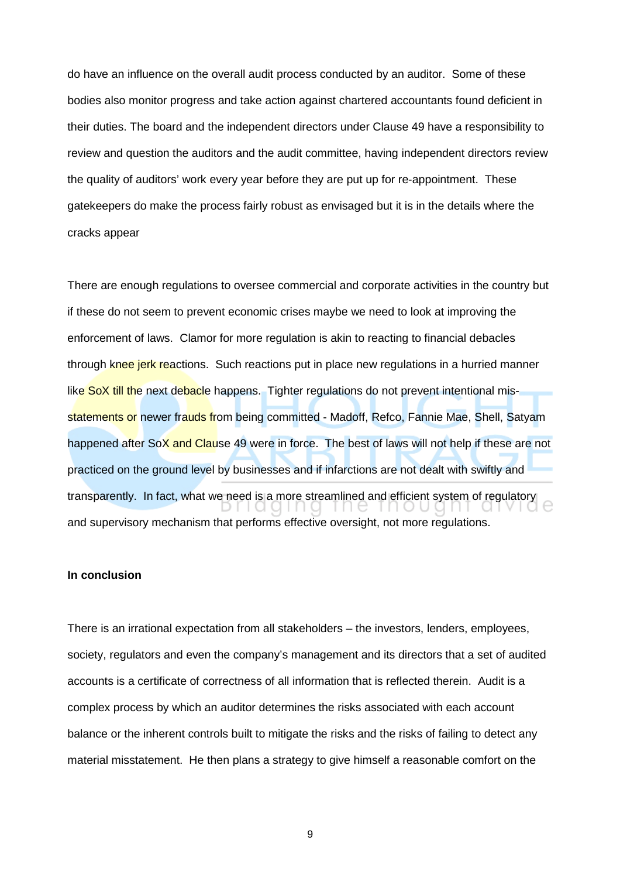do have an influence on the overall audit process conducted by an auditor. Some of these bodies also monitor progress and take action against chartered accountants found deficient in their duties. The board and the independent directors under Clause 49 have a responsibility to review and question the auditors and the audit committee, having independent directors review the quality of auditors' work every year before they are put up for re-appointment. These gatekeepers do make the process fairly robust as envisaged but it is in the details where the cracks appear

There are enough regulations to oversee commercial and corporate activities in the country but if these do not seem to prevent economic crises maybe we need to look at improving the enforcement of laws. Clamor for more regulation is akin to reacting to financial debacles through knee jerk reactions. Such reactions put in place new regulations in a hurried manner like SoX till the next debacle happens. Tighter regulations do not prevent intentional mis-statements or newer frauds from being committed - Madoff, Refco, Fannie Mae, Shell, Satyam happened after SoX and Clause 49 were in force. The best of laws will not help if these are not practiced on the ground level by businesses and if infarctions are not dealt with swiftly and transparently. In fact, what we need is a more streamlined and efficient system of regulatory and supervisory mechanism that performs effective oversight, not more regulations.

**In conclusion**

There is an irrational expectation from all stakeholders – the investors, lenders, employees, society, regulators and even the company's management and its directors that a set of audited accounts is a certificate of correctness of all information that is reflected therein. Audit is a complex process by which an auditor determines the risks associated with each account balance or the inherent controls built to mitigate the risks and the risks of failing to detect any material misstatement. He then plans a strategy to give himself a reasonable comfort on the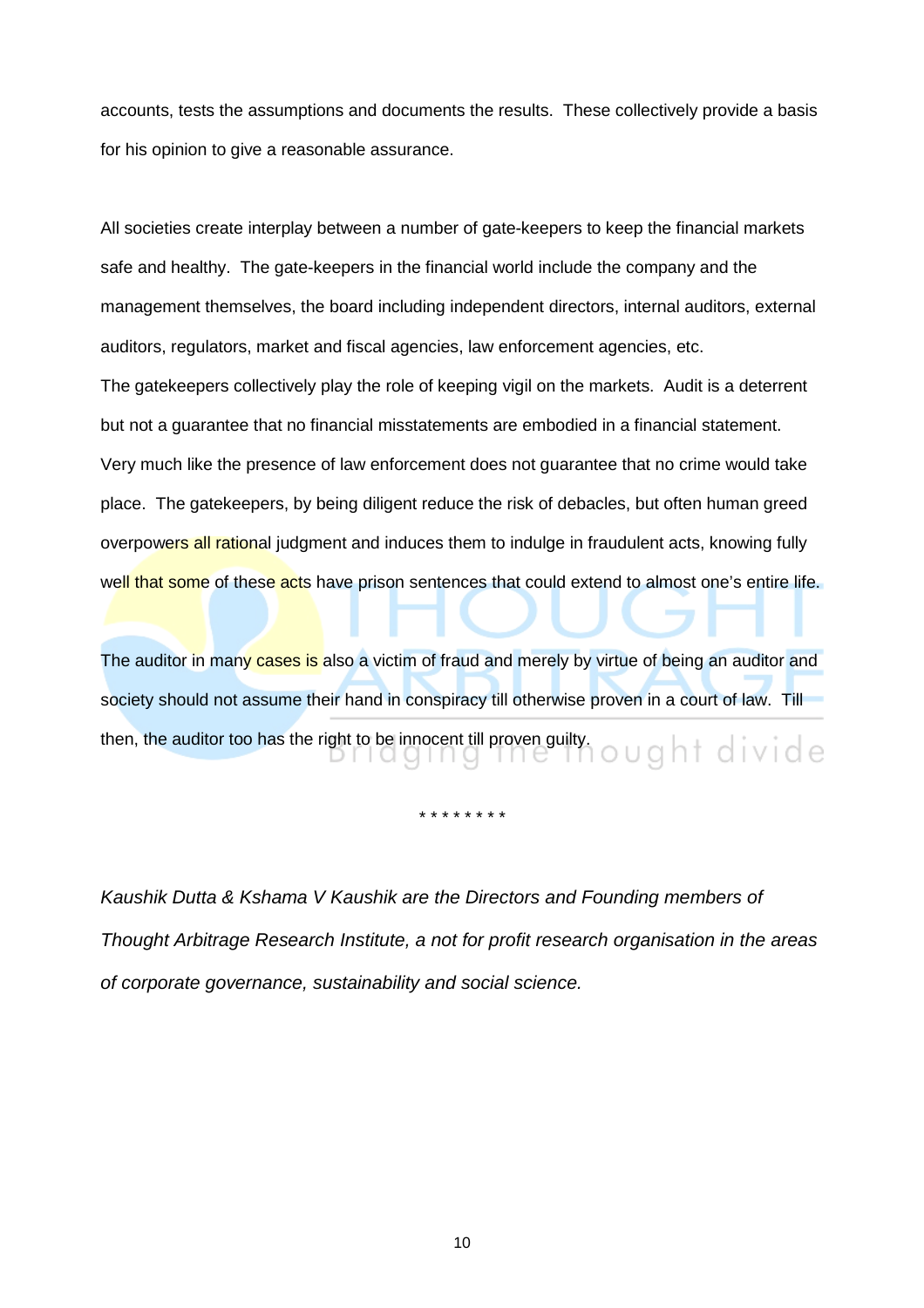accounts, tests the assumptions and documents the results. These collectively provide a basis for his opinion to give a reasonable assurance.

All societies create interplay between a number of gate-keepers to keep the financial markets safe and healthy. The gate-keepers in the financial world include the company and the management themselves, the board including independent directors, internal auditors, external auditors, regulators, market and fiscal agencies, law enforcement agencies, etc.
The gatekeepers collectively play the role of keeping vigil on the markets. Audit is a deterrent but not a guarantee that no financial misstatements are embodied in a financial statement. Very much like the presence of law enforcement does not guarantee that no crime would take place. The gatekeepers, by being diligent reduce the risk of debacles, but often human greed overpowers all rational judgment and induces them to indulge in fraudulent acts, knowing fully well that some of these acts have prison sentences that could extend to almost one's entire life.

The auditor in many cases is also a victim of fraud and merely by virtue of being an auditor and society should not assume their hand in conspiracy till otherwise proven in a court of law. Till then, the auditor too has the right to be innocent till proven guilty.

\* \* \* \* \* \* \* \*

*Kaushik Dutta & Kshama V Kaushik are the Directors and Founding members of Thought Arbitrage Research Institute, a not for profit research organisation in the areas of corporate governance, sustainability and social science.*